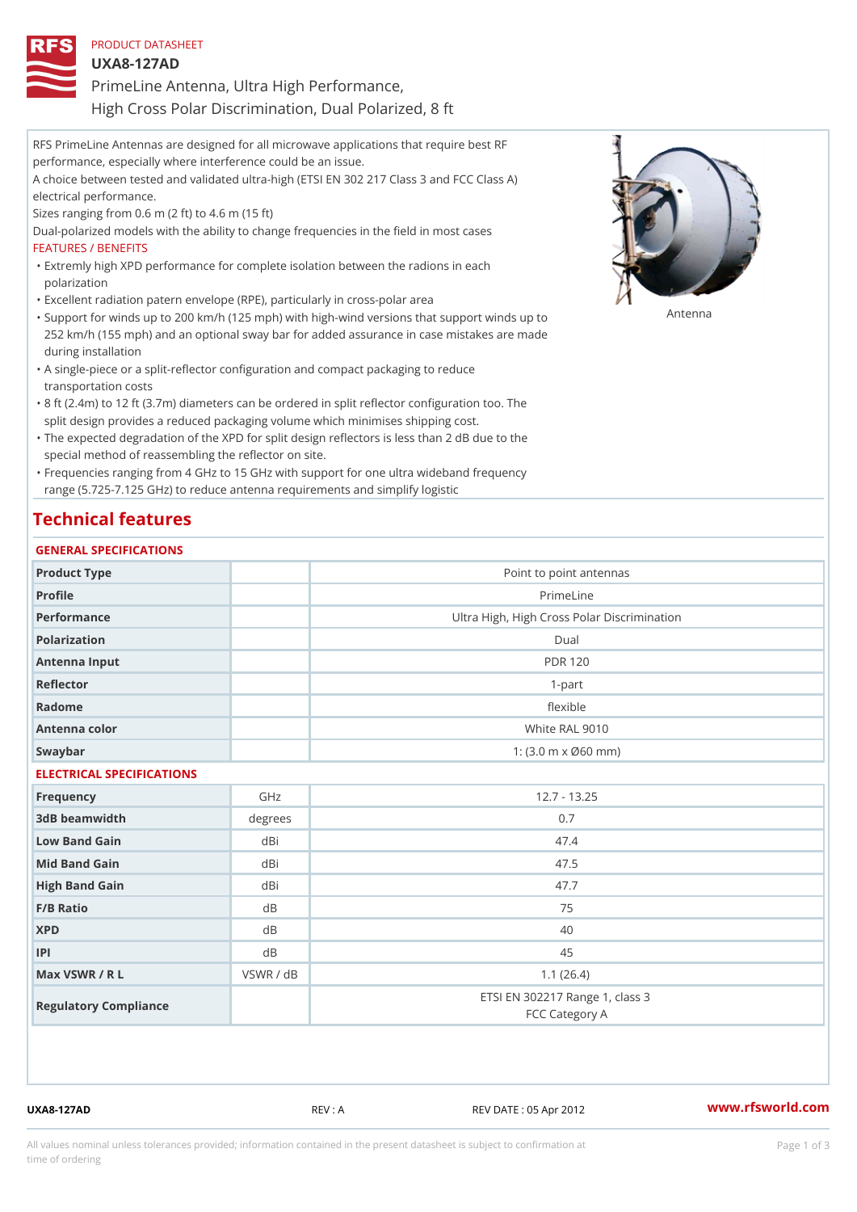PRODUCT DATASHEET

# UXA8-127AD

PrimeLine Antenna, Ultra High Performance,
High Cross Polar Discrimination, Dual Polarized, 8 ft

RFS PrimeLine Antennas are designed for all microwave applications that require best RF performance, especially where interference could be an issue.
A choice between tested and validated ultra-high (ETSI EN 302 217 Class 3 and FCC Class A) electrical performance.
Sizes ranging from 0.6 m (2 ft) to 4.6 m (15 ft)
Dual-polarized models with the ability to change frequencies in the field in most cases

FEATURES / BENEFITS

- Extremly high XPD performance for complete isolation between the radions in each polarization
- Excellent radiation patern envelope (RPE), particularly in cross-polar area
- Support for winds up to 200 km/h (125 mph) with high-wind versions that support winds up to 252 km/h (155 mph) and an optional sway bar for added assurance in case mistakes are made during installation
- A single-piece or a split-reflector configuration and compact packaging to reduce transportation costs
- 8 ft (2.4m) to 12 ft (3.7m) diameters can be ordered in split reflector configuration too. The split design provides a reduced packaging volume which minimises shipping cost.
- The expected degradation of the XPD for split design reflectors is less than 2 dB due to the special method of reassembling the reflector on site.
- Frequencies ranging from 4 GHz to 15 GHz with support for one ultra wideband frequency range (5.725-7.125 GHz) to reduce antenna requirements and simplify logistic

Antenna

## Technical features

### GENERAL SPECIFICATIONS

| | | |
|---|---|---|
| Product Type | | Point to point antennas |
| Profile | | PrimeLine |
| Performance | | Ultra High, High Cross Polar Discrimination |
| Polarization | | Dual |
| Antenna Input | | PDR 120 |
| Reflector | | 1-part |
| Radome | | flexible |
| Antenna color | | White RAL 9010 |
| Swaybar | | 1: (3.0 m x Ø60 mm) |

### ELECTRICAL SPECIFICATIONS

| | | |
|---|---|---|
| Frequency | GHz | 12.7 - 13.25 |
| 3dB beamwidth | degrees | 0.7 |
| Low Band Gain | dBi | 47.4 |
| Mid Band Gain | dBi | 47.5 |
| High Band Gain | dBi | 47.7 |
| F/B Ratio | dB | 75 |
| XPD | dB | 40 |
| IPI | dB | 45 |
| Max VSWR / R L | VSWR / dB | 1.1 (26.4) |
| Regulatory Compliance | | ETSI EN 302217 Range 1, class 3<br>FCC Category A |

UXA8-127AD REV : A REV DATE : 05 Apr 2012 www.rfsworld.com

All values nominal unless tolerances provided; information contained in the present datasheet is subject to confirmation at time of ordering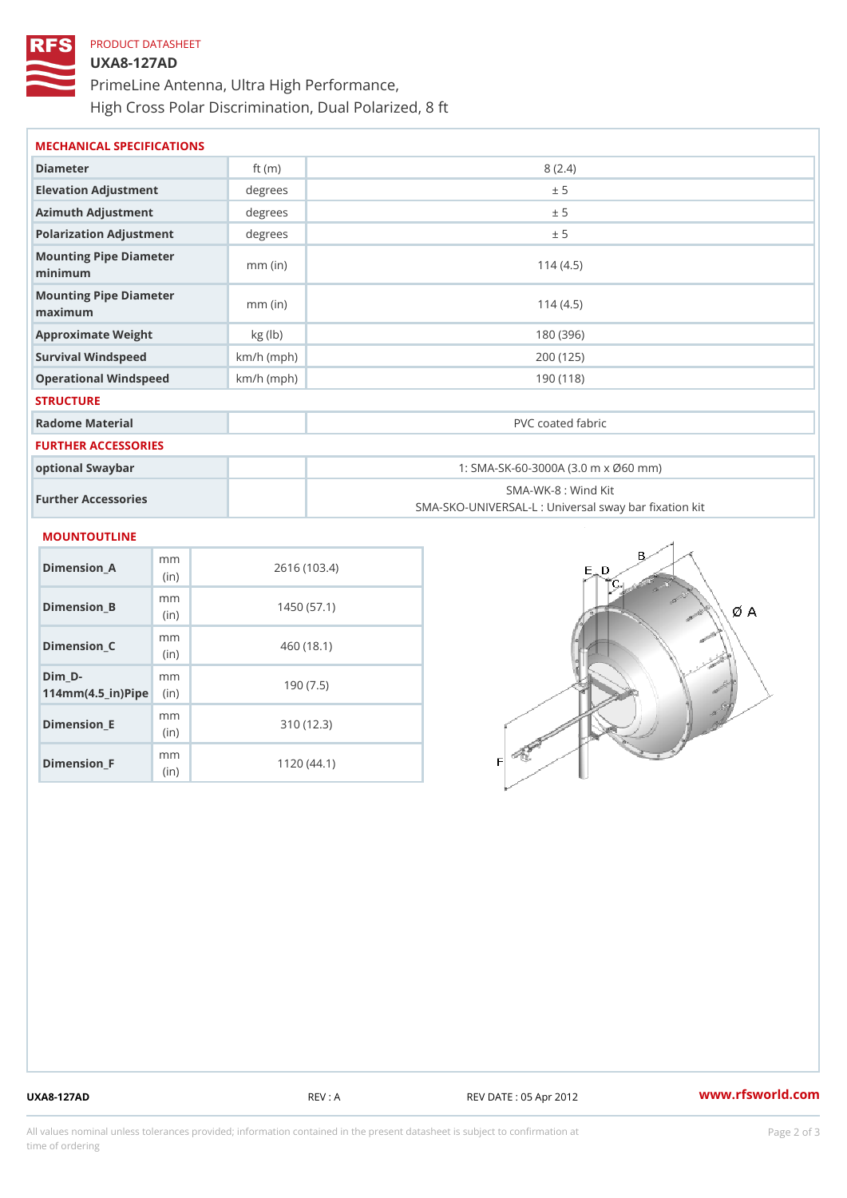PRODUCT DATASHEET

# UXA8-127AD

PrimeLine Antenna, Ultra High Performance,
High Cross Polar Discrimination, Dual Polarized, 8 ft

## MECHANICAL SPECIFICATIONS

| | | |
|---|---|---|
| Diameter | ft (m) | 8 (2.4) |
| Elevation Adjustment | degrees | ± 5 |
| Azimuth Adjustment | degrees | ± 5 |
| Polarization Adjustment | degrees | ± 5 |
| Mounting Pipe Diameter minimum | mm (in) | 114 (4.5) |
| Mounting Pipe Diameter maximum | mm (in) | 114 (4.5) |
| Approximate Weight | kg (lb) | 180 (396) |
| Survival Windspeed | km/h (mph) | 200 (125) |
| Operational Windspeed | km/h (mph) | 190 (118) |

## STRUCTURE

| | | |
|---|---|---|
| Radome Material | | PVC coated fabric |

## FURTHER ACCESSORIES

| | | |
|---|---|---|
| optional Swaybar | | 1: SMA-SK-60-3000A (3.0 m x Ø60 mm) |
| Further Accessories | | SMA-WK-8 : Wind Kit<br>SMA-SKO-UNIVERSAL-L : Universal sway bar fixation kit |

## MOUNTOUTLINE

| | | |
|---|---|---|
| Dimension_A | mm (in) | 2616 (103.4) |
| Dimension_B | mm (in) | 1450 (57.1) |
| Dimension_C | mm (in) | 460 (18.1) |
| Dim_D-114mm(4.5_in)Pipe | mm (in) | 190 (7.5) |
| Dimension_E | mm (in) | 310 (12.3) |
| Dimension_F | mm (in) | 1120 (44.1) |

UXA8-127AD REV : A REV DATE : 05 Apr 2012 www.rfsworld.com

All values nominal unless tolerances provided; information contained in the present datasheet is subject to confirmation at time of ordering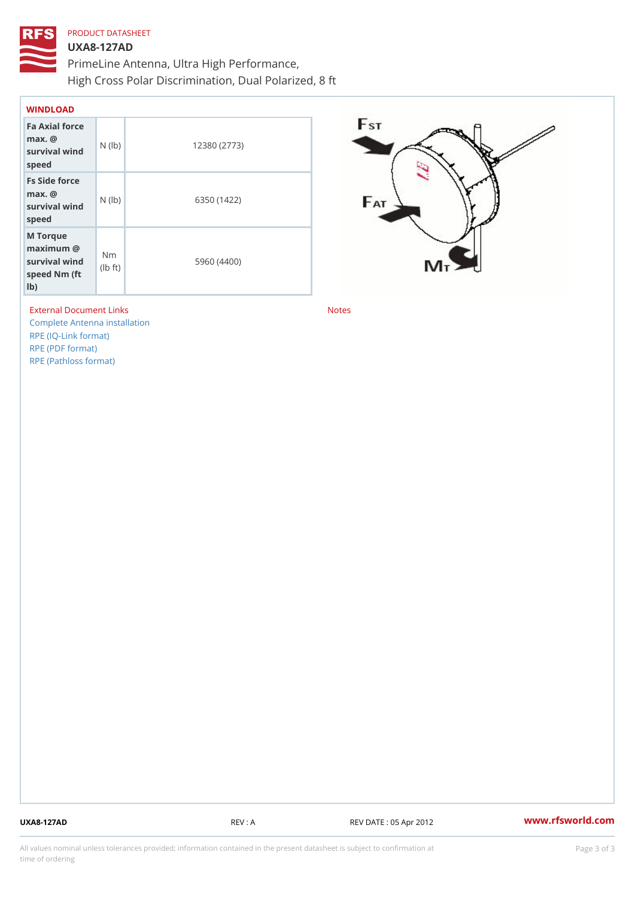PRODUCT DATASHEET

# UXA8-127AD

PrimeLine Antenna, Ultra High Performance,
High Cross Polar Discrimination, Dual Polarized, 8 ft

## WINDLOAD

| | | |
|---|---|---|
| Fa Axial force max. @ survival wind speed | N (lb) | 12380 (2773) |
| Fs Side force max. @ survival wind speed | N (lb) | 6350 (1422) |
| M Torque maximum @ survival wind speed Nm (ft lb) | Nm (lb ft) | 5960 (4400) |

FST

FAT

MT

External Document Links

Complete Antenna installation

RPE (IQ-Link format)

RPE (PDF format)

RPE (Pathloss format)

Notes

UXA8-127AD REV : A REV DATE : 05 Apr 2012 www.rfsworld.com

All values nominal unless tolerances provided; information contained in the present datasheet is subject to confirmation at time of ordering